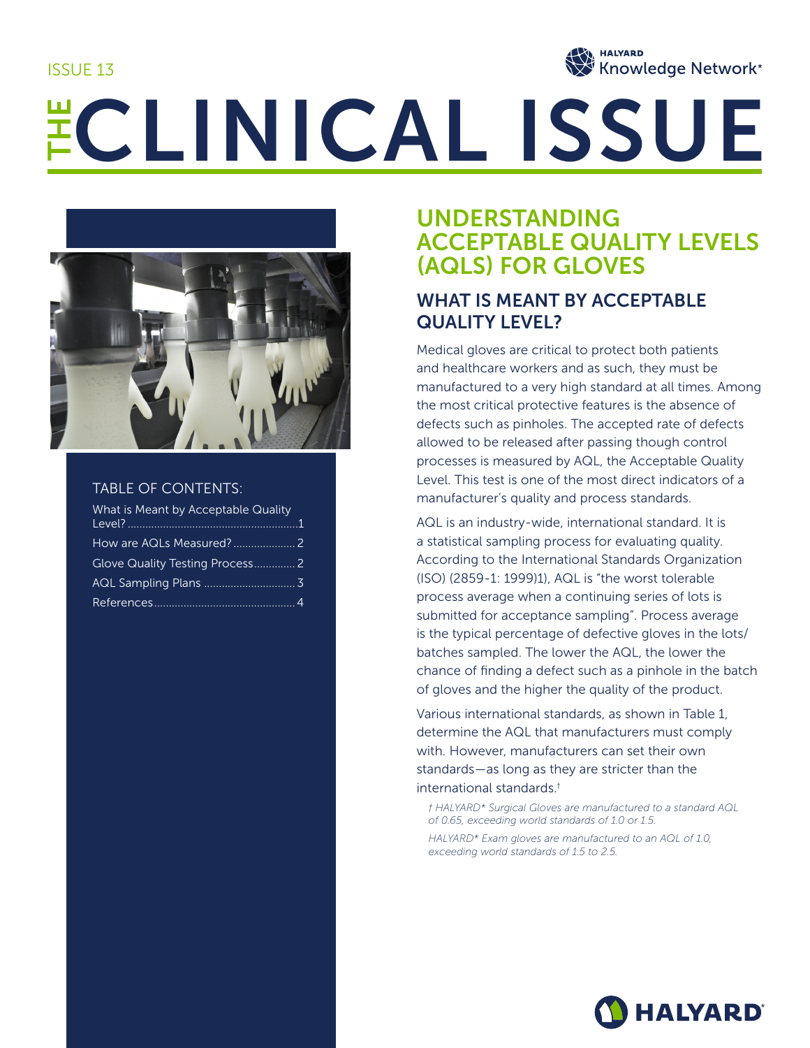ISSUE 13

HALYARD Knowledge Network*

# THE CLINICAL ISSUE

TABLE OF CONTENTS:

- What is Meant by Acceptable Quality Level? ........1
- How are AQLs Measured? ........ 2
- Glove Quality Testing Process........ 2
- AQL Sampling Plans ........ 3
- References........ 4

## UNDERSTANDING ACCEPTABLE QUALITY LEVELS (AQLS) FOR GLOVES

### WHAT IS MEANT BY ACCEPTABLE QUALITY LEVEL?

Medical gloves are critical to protect both patients and healthcare workers and as such, they must be manufactured to a very high standard at all times. Among the most critical protective features is the absence of defects such as pinholes. The accepted rate of defects allowed to be released after passing though control processes is measured by AQL, the Acceptable Quality Level. This test is one of the most direct indicators of a manufacturer's quality and process standards.

AQL is an industry-wide, international standard. It is a statistical sampling process for evaluating quality. According to the International Standards Organization (ISO) (2859-1: 1999)1), AQL is "the worst tolerable process average when a continuing series of lots is submitted for acceptance sampling". Process average is the typical percentage of defective gloves in the lots/batches sampled. The lower the AQL, the lower the chance of finding a defect such as a pinhole in the batch of gloves and the higher the quality of the product.

Various international standards, as shown in Table 1, determine the AQL that manufacturers must comply with. However, manufacturers can set their own standards—as long as they are stricter than the international standards.†

*† HALYARD* Surgical Gloves are manufactured to a standard AQL of 0.65, exceeding world standards of 1.0 or 1.5.*

*HALYARD* Exam gloves are manufactured to an AQL of 1.0, exceeding world standards of 1.5 to 2.5.*

HALYARD*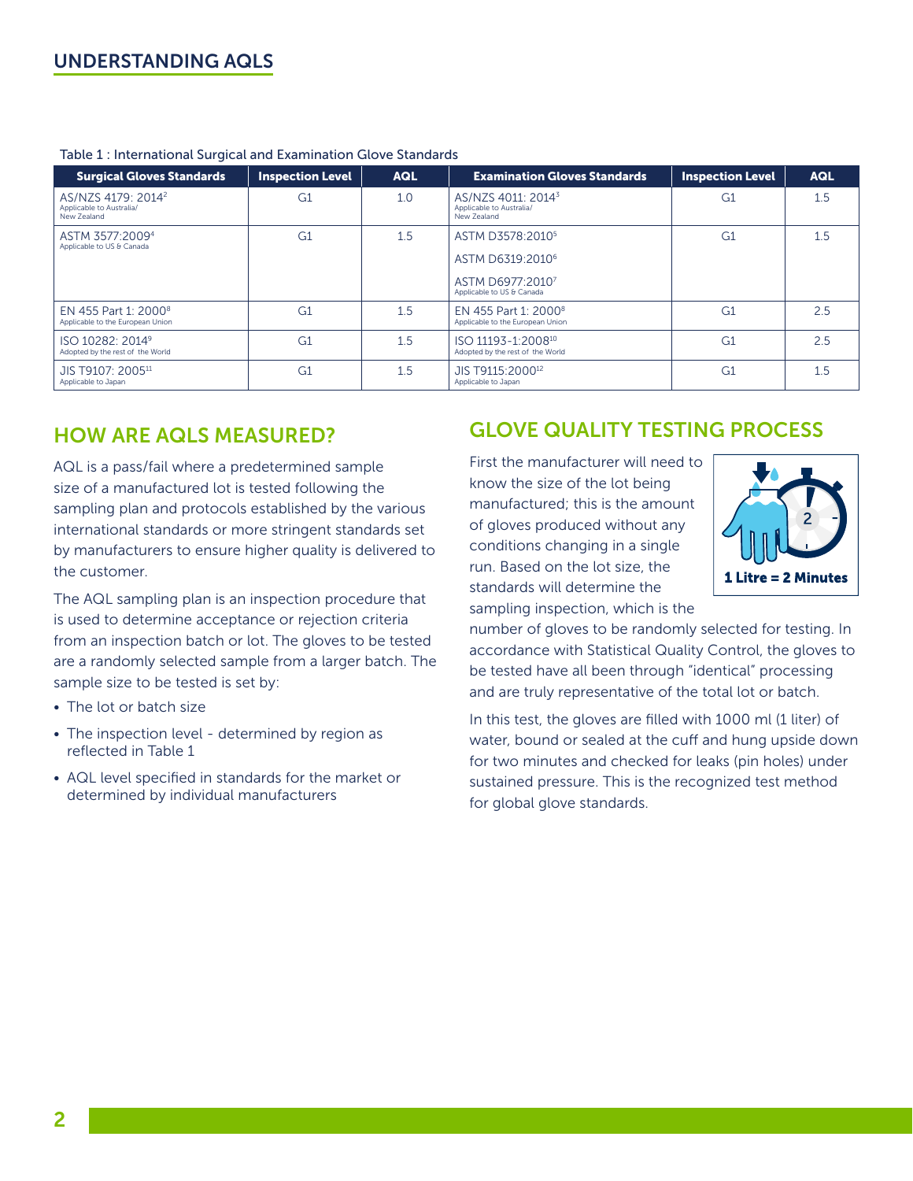## UNDERSTANDING AQLS

Table 1 : International Surgical and Examination Glove Standards

| Surgical Gloves Standards | Inspection Level | AQL | Examination Gloves Standards | Inspection Level | AQL |
|---|---|---|---|---|---|
| AS/NZS 4179: 2014[2] Applicable to Australia/ New Zealand | G1 | 1.0 | AS/NZS 4011: 2014[3] Applicable to Australia/ New Zealand | G1 | 1.5 |
| ASTM 3577:2009[4] Applicable to US & Canada | G1 | 1.5 | ASTM D3578:2010[5] ASTM D6319:2010[6] ASTM D6977:2010[7] Applicable to US & Canada | G1 | 1.5 |
| EN 455 Part 1: 2000[8] Applicable to the European Union | G1 | 1.5 | EN 455 Part 1: 2000[8] Applicable to the European Union | G1 | 2.5 |
| ISO 10282: 2014[9] Adopted by the rest of the World | G1 | 1.5 | ISO 11193-1:2008[10] Adopted by the rest of the World | G1 | 2.5 |
| JIS T9107: 2005[11] Applicable to Japan | G1 | 1.5 | JIS T9115:2000[12] Applicable to Japan | G1 | 1.5 |

## HOW ARE AQLS MEASURED?

AQL is a pass/fail where a predetermined sample size of a manufactured lot is tested following the sampling plan and protocols established by the various international standards or more stringent standards set by manufacturers to ensure higher quality is delivered to the customer.

The AQL sampling plan is an inspection procedure that is used to determine acceptance or rejection criteria from an inspection batch or lot. The gloves to be tested are a randomly selected sample from a larger batch. The sample size to be tested is set by:

- The lot or batch size
- The inspection level - determined by region as reflected in Table 1
- AQL level specified in standards for the market or determined by individual manufacturers

## GLOVE QUALITY TESTING PROCESS

First the manufacturer will need to know the size of the lot being manufactured; this is the amount of gloves produced without any conditions changing in a single run. Based on the lot size, the standards will determine the sampling inspection, which is the number of gloves to be randomly selected for testing. In accordance with Statistical Quality Control, the gloves to be tested have all been through "identical" processing and are truly representative of the total lot or batch.

1 Litre = 2 Minutes

In this test, the gloves are filled with 1000 ml (1 liter) of water, bound or sealed at the cuff and hung upside down for two minutes and checked for leaks (pin holes) under sustained pressure. This is the recognized test method for global glove standards.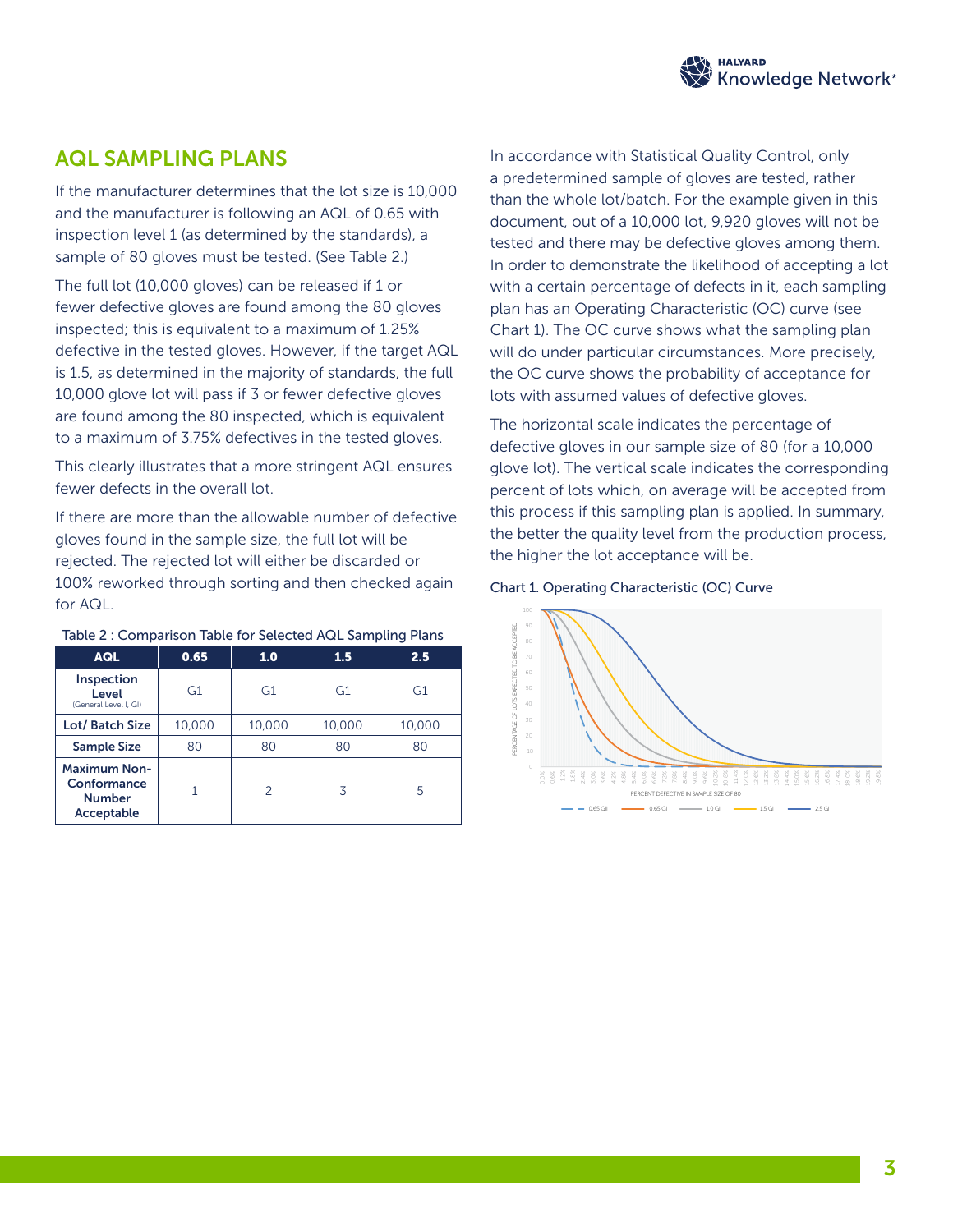## AQL SAMPLING PLANS

If the manufacturer determines that the lot size is 10,000 and the manufacturer is following an AQL of 0.65 with inspection level 1 (as determined by the standards), a sample of 80 gloves must be tested. (See Table 2.)

The full lot (10,000 gloves) can be released if 1 or fewer defective gloves are found among the 80 gloves inspected; this is equivalent to a maximum of 1.25% defective in the tested gloves. However, if the target AQL is 1.5, as determined in the majority of standards, the full 10,000 glove lot will pass if 3 or fewer defective gloves are found among the 80 inspected, which is equivalent to a maximum of 3.75% defectives in the tested gloves.

This clearly illustrates that a more stringent AQL ensures fewer defects in the overall lot.

If there are more than the allowable number of defective gloves found in the sample size, the full lot will be rejected. The rejected lot will either be discarded or 100% reworked through sorting and then checked again for AQL.

Table 2 : Comparison Table for Selected AQL Sampling Plans

| AQL | 0.65 | 1.0 | 1.5 | 2.5 |
|---|---|---|---|---|
| Inspection Level (General Level I, GI) | G1 | G1 | G1 | G1 |
| Lot/ Batch Size | 10,000 | 10,000 | 10,000 | 10,000 |
| Sample Size | 80 | 80 | 80 | 80 |
| Maximum Non-Conformance Number Acceptable | 1 | 2 | 3 | 5 |

In accordance with Statistical Quality Control, only a predetermined sample of gloves are tested, rather than the whole lot/batch. For the example given in this document, out of a 10,000 lot, 9,920 gloves will not be tested and there may be defective gloves among them. In order to demonstrate the likelihood of accepting a lot with a certain percentage of defects in it, each sampling plan has an Operating Characteristic (OC) curve (see Chart 1). The OC curve shows what the sampling plan will do under particular circumstances. More precisely, the OC curve shows the probability of acceptance for lots with assumed values of defective gloves.

The horizontal scale indicates the percentage of defective gloves in our sample size of 80 (for a 10,000 glove lot). The vertical scale indicates the corresponding percent of lots which, on average will be accepted from this process if this sampling plan is applied. In summary, the better the quality level from the production process, the higher the lot acceptance will be.

Chart 1. Operating Characteristic (OC) Curve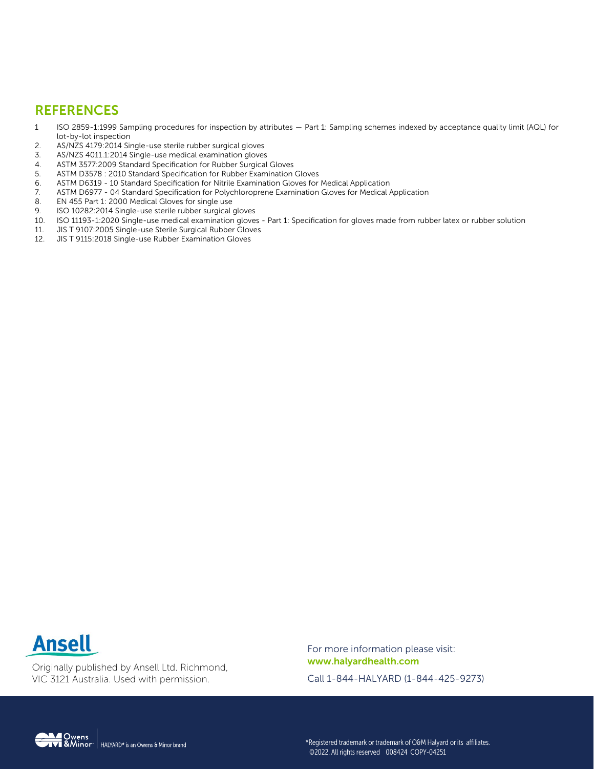## REFERENCES

1. ISO 2859-1:1999 Sampling procedures for inspection by attributes — Part 1: Sampling schemes indexed by acceptance quality limit (AQL) for lot-by-lot inspection
2. AS/NZS 4179:2014 Single-use sterile rubber surgical gloves
3. AS/NZS 4011.1:2014 Single-use medical examination gloves
4. ASTM 3577:2009 Standard Specification for Rubber Surgical Gloves
5. ASTM D3578 : 2010 Standard Specification for Rubber Examination Gloves
6. ASTM D6319 - 10 Standard Specification for Nitrile Examination Gloves for Medical Application
7. ASTM D6977 - 04 Standard Specification for Polychloroprene Examination Gloves for Medical Application
8. EN 455 Part 1: 2000 Medical Gloves for single use
9. ISO 10282:2014 Single-use sterile rubber surgical gloves
10. ISO 11193-1:2020 Single-use medical examination gloves - Part 1: Specification for gloves made from rubber latex or rubber solution
11. JIS T 9107:2005 Single-use Sterile Surgical Rubber Gloves
12. JIS T 9115:2018 Single-use Rubber Examination Gloves

Ansell

Originally published by Ansell Ltd. Richmond, VIC 3121 Australia. Used with permission.

For more information please visit:
**www.halyardhealth.com**

Call 1-844-HALYARD (1-844-425-9273)

Owens & Minor | HALYARD* is an Owens & Minor brand

*Registered trademark or trademark of O&M Halyard or its affiliates.
©2022. All rights reserved 008424 COPY-04251